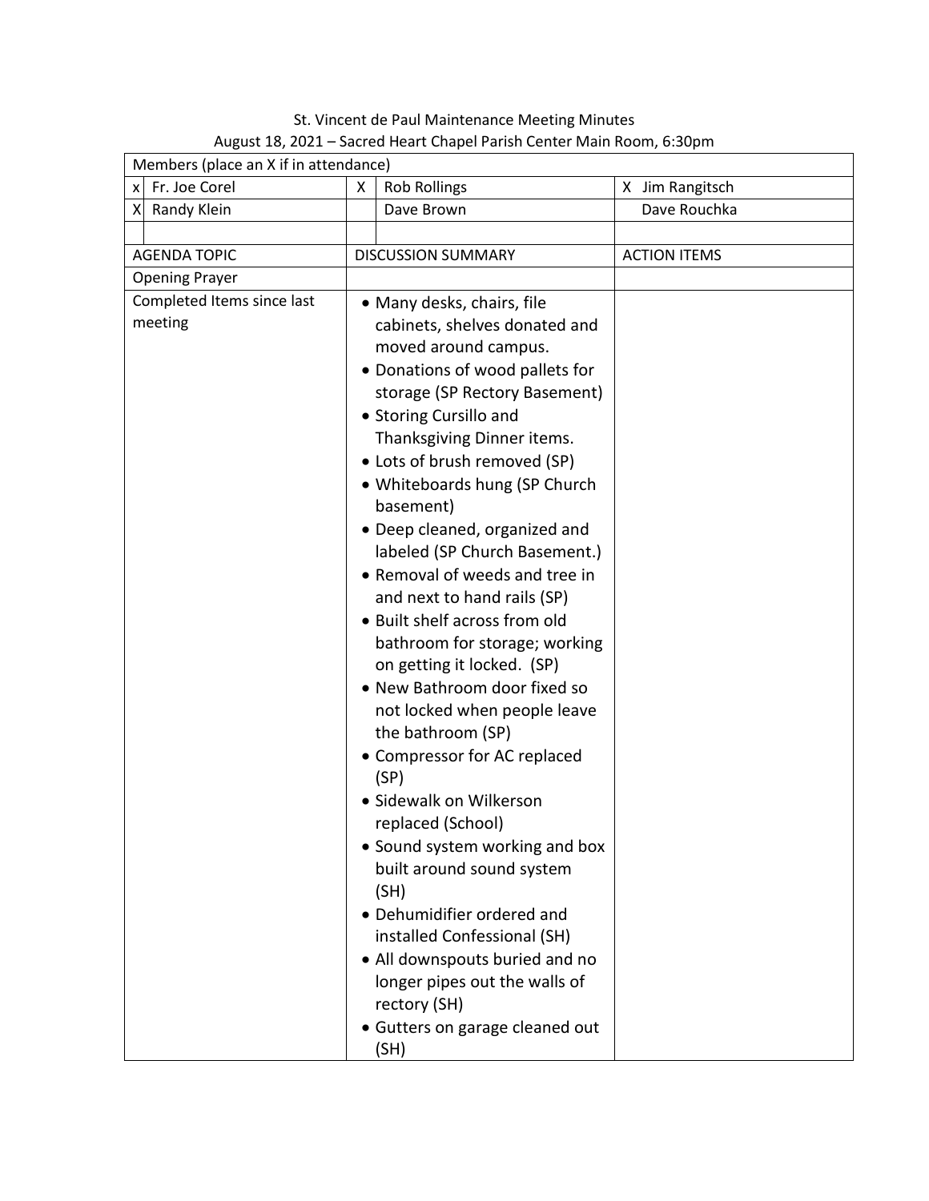St. Vincent de Paul Maintenance Meeting Minutes

August 18, 2021 – Sacred Heart Chapel Parish Center Main Room, 6:30pm

| Members (place an X if in attendance) | | | | |
|---|---|---|---|---|
| x | Fr. Joe Corel | X | Rob Rollings | X Jim Rangitsch |
| X | Randy Klein | | Dave Brown | Dave Rouchka |
| | | | | |

| AGENDA TOPIC | DISCUSSION SUMMARY | ACTION ITEMS |
|---|---|---|
| Opening Prayer | | |
| Completed Items since last meeting | • Many desks, chairs, file cabinets, shelves donated and moved around campus.<br>• Donations of wood pallets for storage (SP Rectory Basement)<br>• Storing Cursillo and Thanksgiving Dinner items.<br>• Lots of brush removed (SP)<br>• Whiteboards hung (SP Church basement)<br>• Deep cleaned, organized and labeled (SP Church Basement.)<br>• Removal of weeds and tree in and next to hand rails (SP)<br>• Built shelf across from old bathroom for storage; working on getting it locked. (SP)<br>• New Bathroom door fixed so not locked when people leave the bathroom (SP)<br>• Compressor for AC replaced (SP)<br>• Sidewalk on Wilkerson replaced (School)<br>• Sound system working and box built around sound system (SH)<br>• Dehumidifier ordered and installed Confessional (SH)<br>• All downspouts buried and no longer pipes out the walls of rectory (SH)<br>• Gutters on garage cleaned out (SH) | |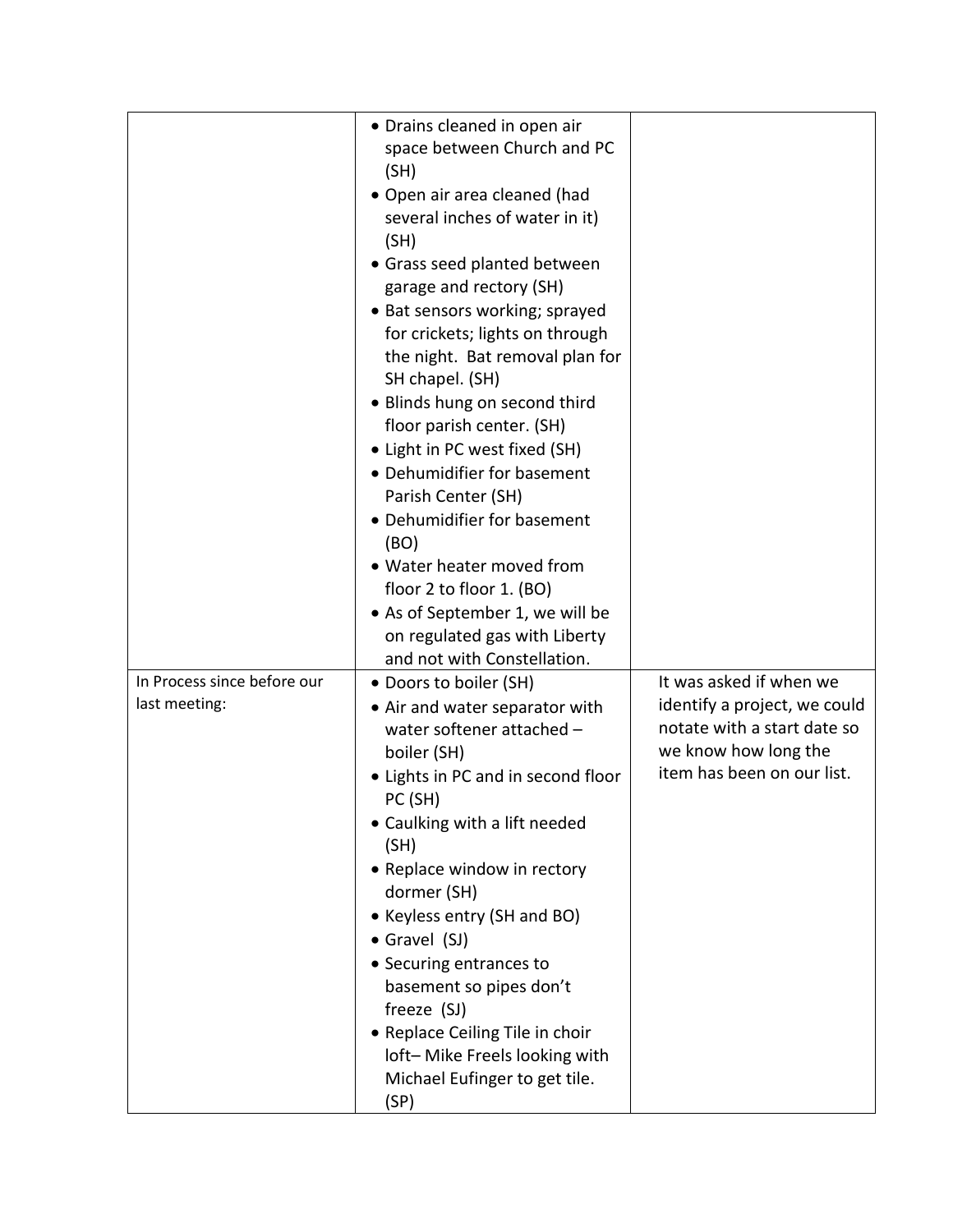| | | |
|---|---|---|
| | • Drains cleaned in open air space between Church and PC (SH)<br>• Open air area cleaned (had several inches of water in it) (SH)<br>• Grass seed planted between garage and rectory (SH)<br>• Bat sensors working; sprayed for crickets; lights on through the night. Bat removal plan for SH chapel. (SH)<br>• Blinds hung on second third floor parish center. (SH)<br>• Light in PC west fixed (SH)<br>• Dehumidifier for basement Parish Center (SH)<br>• Dehumidifier for basement (BO)<br>• Water heater moved from floor 2 to floor 1. (BO)<br>• As of September 1, we will be on regulated gas with Liberty and not with Constellation. | |
| In Process since before our last meeting: | • Doors to boiler (SH)<br>• Air and water separator with water softener attached – boiler (SH)<br>• Lights in PC and in second floor PC (SH)<br>• Caulking with a lift needed (SH)<br>• Replace window in rectory dormer (SH)<br>• Keyless entry (SH and BO)<br>• Gravel (SJ)<br>• Securing entrances to basement so pipes don't freeze (SJ)<br>• Replace Ceiling Tile in choir loft– Mike Freels looking with Michael Eufinger to get tile. (SP) | It was asked if when we identify a project, we could notate with a start date so we know how long the item has been on our list. |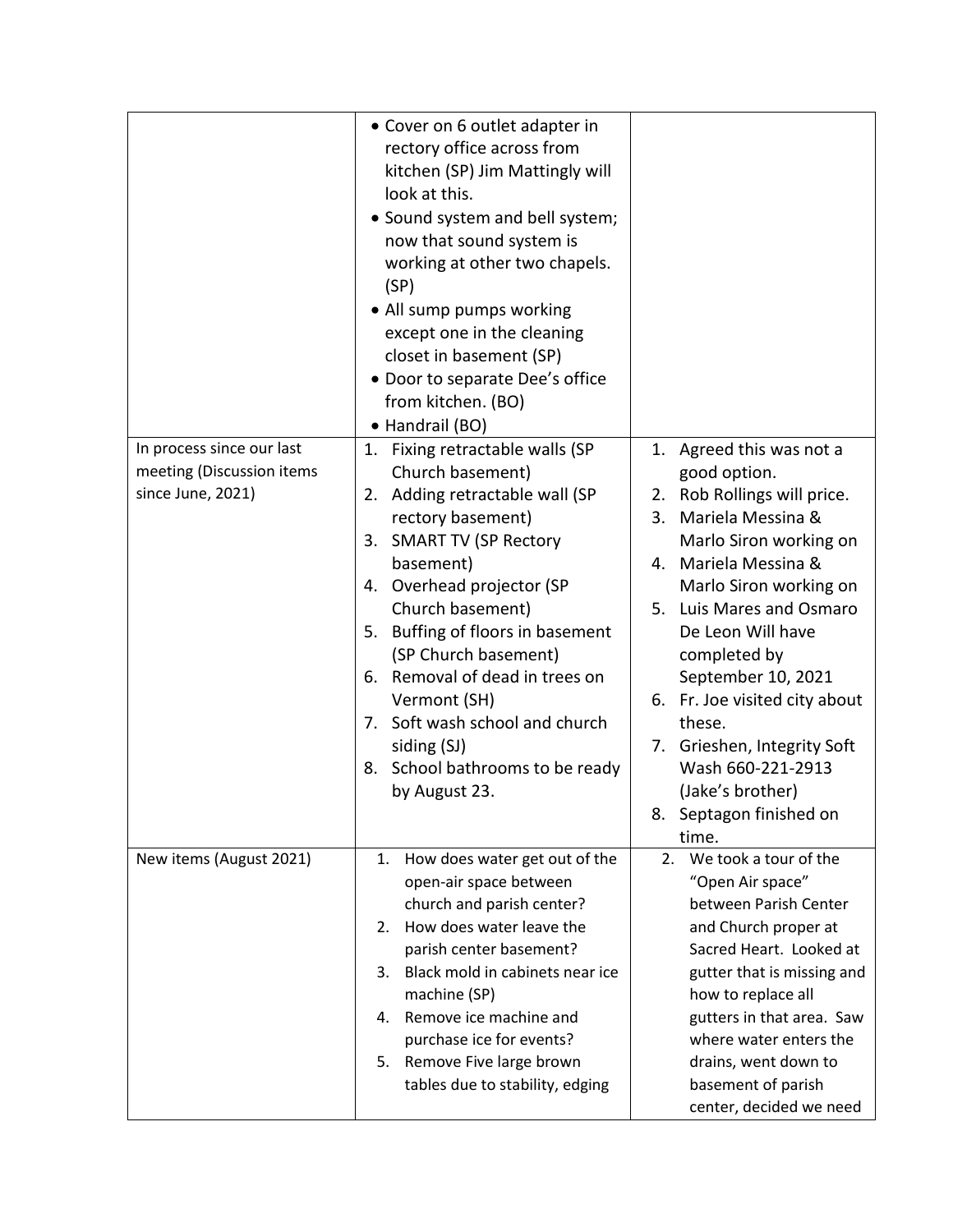| | | |
|---|---|---|
| | • Cover on 6 outlet adapter in rectory office across from kitchen (SP) Jim Mattingly will look at this.<br>• Sound system and bell system; now that sound system is working at other two chapels. (SP)<br>• All sump pumps working except one in the cleaning closet in basement (SP)<br>• Door to separate Dee's office from kitchen. (BO)<br>• Handrail (BO) | |
| In process since our last meeting (Discussion items since June, 2021) | 1. Fixing retractable walls (SP Church basement)<br>2. Adding retractable wall (SP rectory basement)<br>3. SMART TV (SP Rectory basement)<br>4. Overhead projector (SP Church basement)<br>5. Buffing of floors in basement (SP Church basement)<br>6. Removal of dead in trees on Vermont (SH)<br>7. Soft wash school and church siding (SJ)<br>8. School bathrooms to be ready by August 23. | 1. Agreed this was not a good option.<br>2. Rob Rollings will price.<br>3. Mariela Messina & Marlo Siron working on<br>4. Mariela Messina & Marlo Siron working on<br>5. Luis Mares and Osmaro De Leon Will have completed by September 10, 2021<br>6. Fr. Joe visited city about these.<br>7. Grieshen, Integrity Soft Wash 660-221-2913 (Jake's brother)<br>8. Septagon finished on time. |
| New items (August 2021) | 1. How does water get out of the open-air space between church and parish center?<br>2. How does water leave the parish center basement?<br>3. Black mold in cabinets near ice machine (SP)<br>4. Remove ice machine and purchase ice for events?<br>5. Remove Five large brown tables due to stability, edging | 2. We took a tour of the "Open Air space" between Parish Center and Church proper at Sacred Heart. Looked at gutter that is missing and how to replace all gutters in that area. Saw where water enters the drains, went down to basement of parish center, decided we need |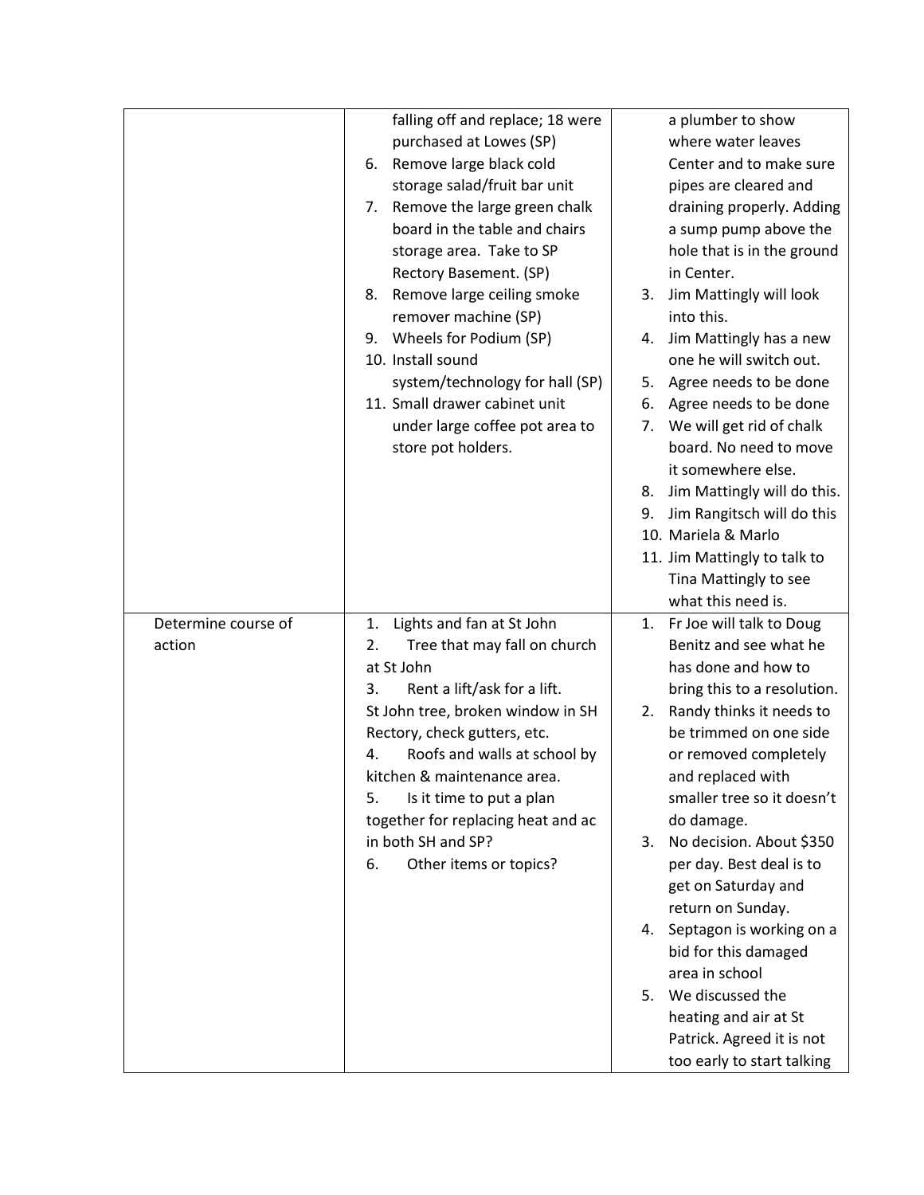| | | |
|---|---|---|
| | falling off and replace; 18 were purchased at Lowes (SP)<br>6. Remove large black cold storage salad/fruit bar unit<br>7. Remove the large green chalk board in the table and chairs storage area. Take to SP Rectory Basement. (SP)<br>8. Remove large ceiling smoke remover machine (SP)<br>9. Wheels for Podium (SP)<br>10. Install sound system/technology for hall (SP)<br>11. Small drawer cabinet unit under large coffee pot area to store pot holders. | a plumber to show where water leaves Center and to make sure pipes are cleared and draining properly. Adding a sump pump above the hole that is in the ground in Center.<br>3. Jim Mattingly will look into this.<br>4. Jim Mattingly has a new one he will switch out.<br>5. Agree needs to be done<br>6. Agree needs to be done<br>7. We will get rid of chalk board. No need to move it somewhere else.<br>8. Jim Mattingly will do this.<br>9. Jim Rangitsch will do this<br>10. Mariela & Marlo<br>11. Jim Mattingly to talk to Tina Mattingly to see what this need is. |
| Determine course of action | 1. Lights and fan at St John<br>2. Tree that may fall on church at St John<br>3. Rent a lift/ask for a lift. St John tree, broken window in SH Rectory, check gutters, etc.<br>4. Roofs and walls at school by kitchen & maintenance area.<br>5. Is it time to put a plan together for replacing heat and ac in both SH and SP?<br>6. Other items or topics? | 1. Fr Joe will talk to Doug Benitz and see what he has done and how to bring this to a resolution.<br>2. Randy thinks it needs to be trimmed on one side or removed completely and replaced with smaller tree so it doesn't do damage.<br>3. No decision. About $350 per day. Best deal is to get on Saturday and return on Sunday.<br>4. Septagon is working on a bid for this damaged area in school<br>5. We discussed the heating and air at St Patrick. Agreed it is not too early to start talking |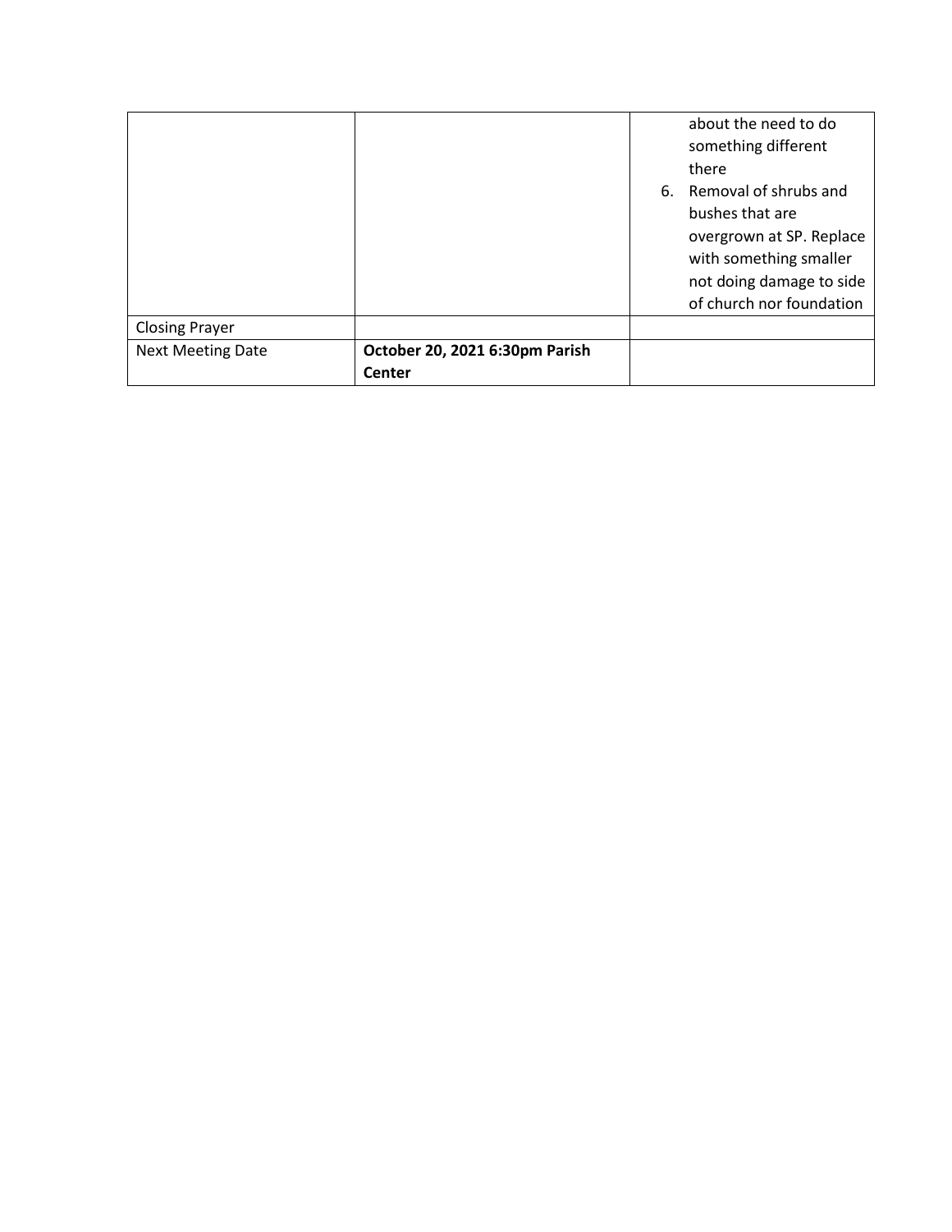| | | |
|---|---|---|
| | | about the need to do something different there<br>6. Removal of shrubs and bushes that are overgrown at SP. Replace with something smaller not doing damage to side of church nor foundation |
| Closing Prayer | | |
| Next Meeting Date | **October 20, 2021 6:30pm Parish Center** | |